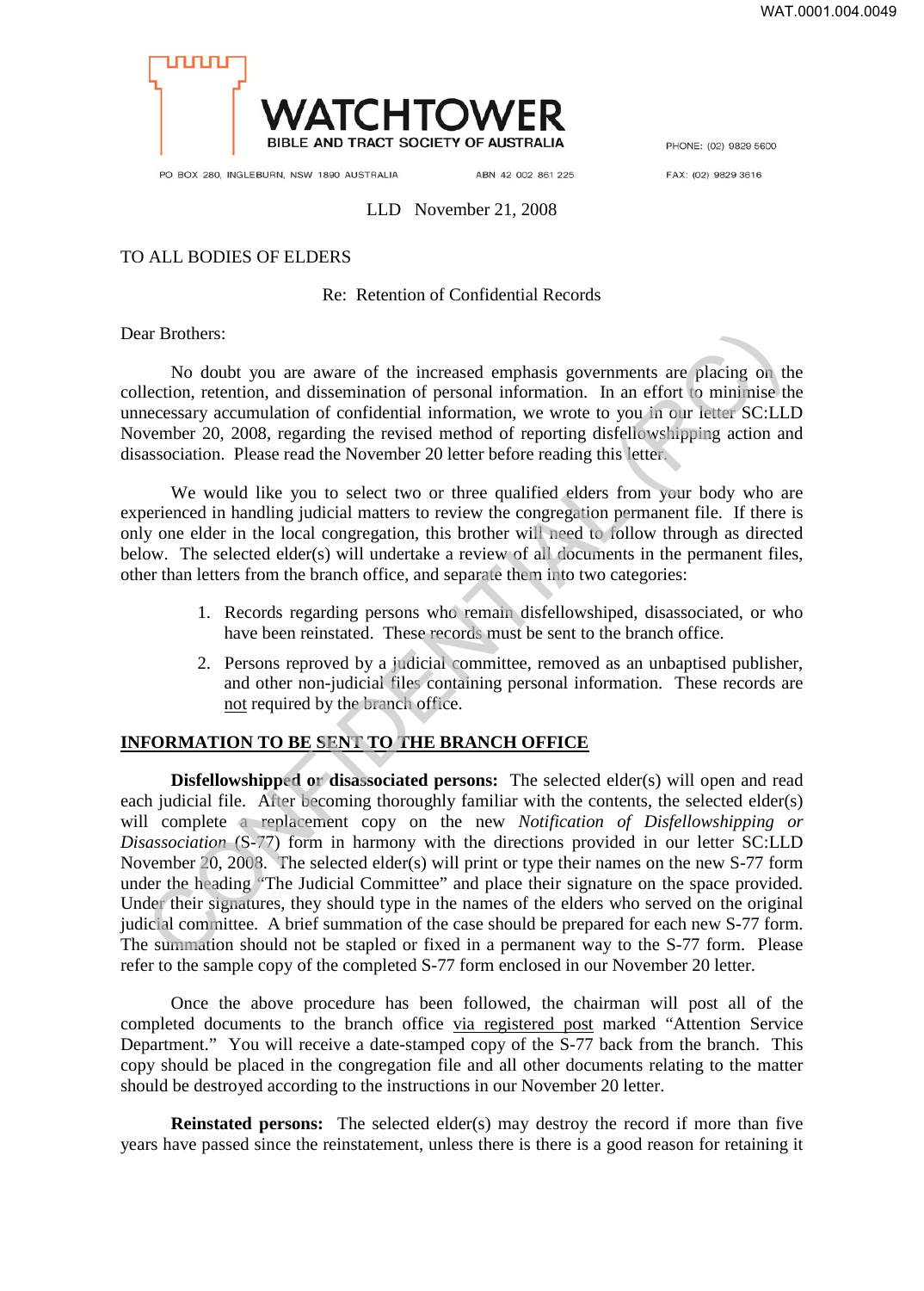WAT.0001.004.0049

# WATCHTOWER

BIBLE AND TRACT SOCIETY OF AUSTRALIA

PO BOX 280, INGLEBURN, NSW 1890 AUSTRALIA ABN 42 002 861 225 PHONE: (02) 9829 5600 FAX: (02) 9829 3616

LLD November 21, 2008

TO ALL BODIES OF ELDERS

Re: Retention of Confidential Records

Dear Brothers:

No doubt you are aware of the increased emphasis governments are placing on the collection, retention, and dissemination of personal information. In an effort to minimise the unnecessary accumulation of confidential information, we wrote to you in our letter SC:LLD November 20, 2008, regarding the revised method of reporting disfellowshipping action and disassociation. Please read the November 20 letter before reading this letter.

We would like you to select two or three qualified elders from your body who are experienced in handling judicial matters to review the congregation permanent file. If there is only one elder in the local congregation, this brother will need to follow through as directed below. The selected elder(s) will undertake a review of all documents in the permanent files, other than letters from the branch office, and separate them into two categories:

1. Records regarding persons who remain disfellowshiped, disassociated, or who have been reinstated. These records must be sent to the branch office.
2. Persons reproved by a judicial committee, removed as an unbaptised publisher, and other non-judicial files containing personal information. These records are not required by the branch office.

## INFORMATION TO BE SENT TO THE BRANCH OFFICE

**Disfellowshipped or disassociated persons:** The selected elder(s) will open and read each judicial file. After becoming thoroughly familiar with the contents, the selected elder(s) will complete a replacement copy on the new *Notification of Disfellowshipping or Disassociation* (S-77) form in harmony with the directions provided in our letter SC:LLD November 20, 2008. The selected elder(s) will print or type their names on the new S-77 form under the heading "The Judicial Committee" and place their signature on the space provided. Under their signatures, they should type in the names of the elders who served on the original judicial committee. A brief summation of the case should be prepared for each new S-77 form. The summation should not be stapled or fixed in a permanent way to the S-77 form. Please refer to the sample copy of the completed S-77 form enclosed in our November 20 letter.

Once the above procedure has been followed, the chairman will post all of the completed documents to the branch office via registered post marked "Attention Service Department." You will receive a date-stamped copy of the S-77 back from the branch. This copy should be placed in the congregation file and all other documents relating to the matter should be destroyed according to the instructions in our November 20 letter.

**Reinstated persons:** The selected elder(s) may destroy the record if more than five years have passed since the reinstatement, unless there is there is a good reason for retaining it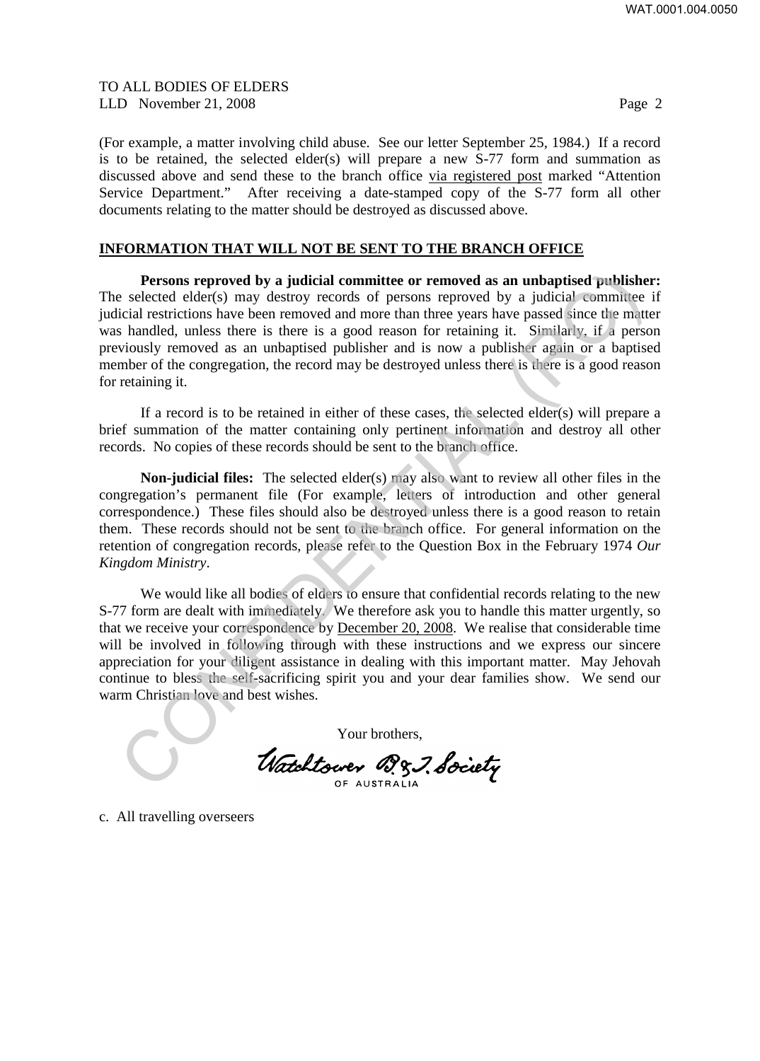TO ALL BODIES OF ELDERS
LLD November 21, 2008

(For example, a matter involving child abuse. See our letter September 25, 1984.) If a record is to be retained, the selected elder(s) will prepare a new S-77 form and summation as discussed above and send these to the branch office via registered post marked "Attention Service Department." After receiving a date-stamped copy of the S-77 form all other documents relating to the matter should be destroyed as discussed above.

## INFORMATION THAT WILL NOT BE SENT TO THE BRANCH OFFICE

**Persons reproved by a judicial committee or removed as an unbaptised publisher:** The selected elder(s) may destroy records of persons reproved by a judicial committee if judicial restrictions have been removed and more than three years have passed since the matter was handled, unless there is there is a good reason for retaining it. Similarly, if a person previously removed as an unbaptised publisher and is now a publisher again or a baptised member of the congregation, the record may be destroyed unless there is there is a good reason for retaining it.

If a record is to be retained in either of these cases, the selected elder(s) will prepare a brief summation of the matter containing only pertinent information and destroy all other records. No copies of these records should be sent to the branch office.

**Non-judicial files:** The selected elder(s) may also want to review all other files in the congregation's permanent file (For example, letters of introduction and other general correspondence.) These files should also be destroyed unless there is a good reason to retain them. These records should not be sent to the branch office. For general information on the retention of congregation records, please refer to the Question Box in the February 1974 *Our Kingdom Ministry*.

We would like all bodies of elders to ensure that confidential records relating to the new S-77 form are dealt with immediately. We therefore ask you to handle this matter urgently, so that we receive your correspondence by December 20, 2008. We realise that considerable time will be involved in following through with these instructions and we express our sincere appreciation for your diligent assistance in dealing with this important matter. May Jehovah continue to bless the self-sacrificing spirit you and your dear families show. We send our warm Christian love and best wishes.

Your brothers,

Watchtower B. & T. Society
OF AUSTRALIA

c. All travelling overseers